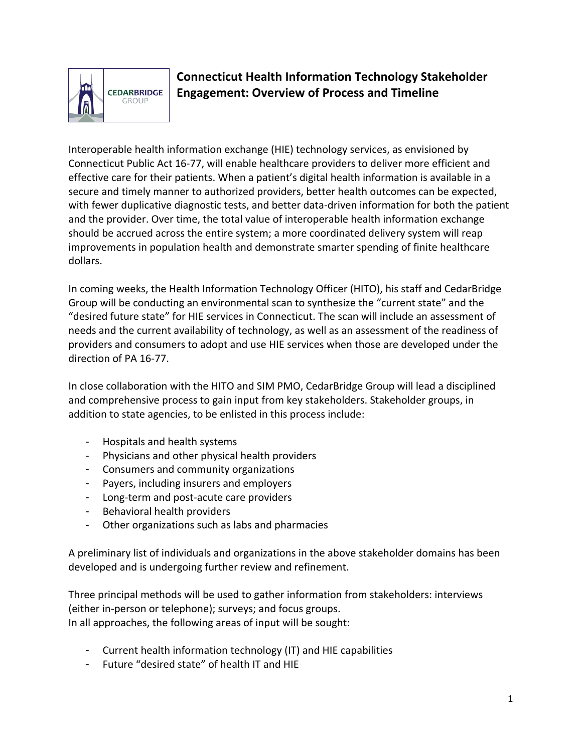# Connecticut Health Information Technology Stakeholder Engagement: Overview of Process and Timeline

Interoperable health information exchange (HIE) technology services, as envisioned by Connecticut Public Act 16-77, will enable healthcare providers to deliver more efficient and effective care for their patients. When a patient's digital health information is available in a secure and timely manner to authorized providers, better health outcomes can be expected, with fewer duplicative diagnostic tests, and better data-driven information for both the patient and the provider. Over time, the total value of interoperable health information exchange should be accrued across the entire system; a more coordinated delivery system will reap improvements in population health and demonstrate smarter spending of finite healthcare dollars.

In coming weeks, the Health Information Technology Officer (HITO), his staff and CedarBridge Group will be conducting an environmental scan to synthesize the "current state" and the "desired future state" for HIE services in Connecticut. The scan will include an assessment of needs and the current availability of technology, as well as an assessment of the readiness of providers and consumers to adopt and use HIE services when those are developed under the direction of PA 16-77.

In close collaboration with the HITO and SIM PMO, CedarBridge Group will lead a disciplined and comprehensive process to gain input from key stakeholders. Stakeholder groups, in addition to state agencies, to be enlisted in this process include:

- Hospitals and health systems
- Physicians and other physical health providers
- Consumers and community organizations
- Payers, including insurers and employers
- Long-term and post-acute care providers
- Behavioral health providers
- Other organizations such as labs and pharmacies

A preliminary list of individuals and organizations in the above stakeholder domains has been developed and is undergoing further review and refinement.

Three principal methods will be used to gather information from stakeholders: interviews (either in-person or telephone); surveys; and focus groups.
In all approaches, the following areas of input will be sought:

- Current health information technology (IT) and HIE capabilities
- Future "desired state" of health IT and HIE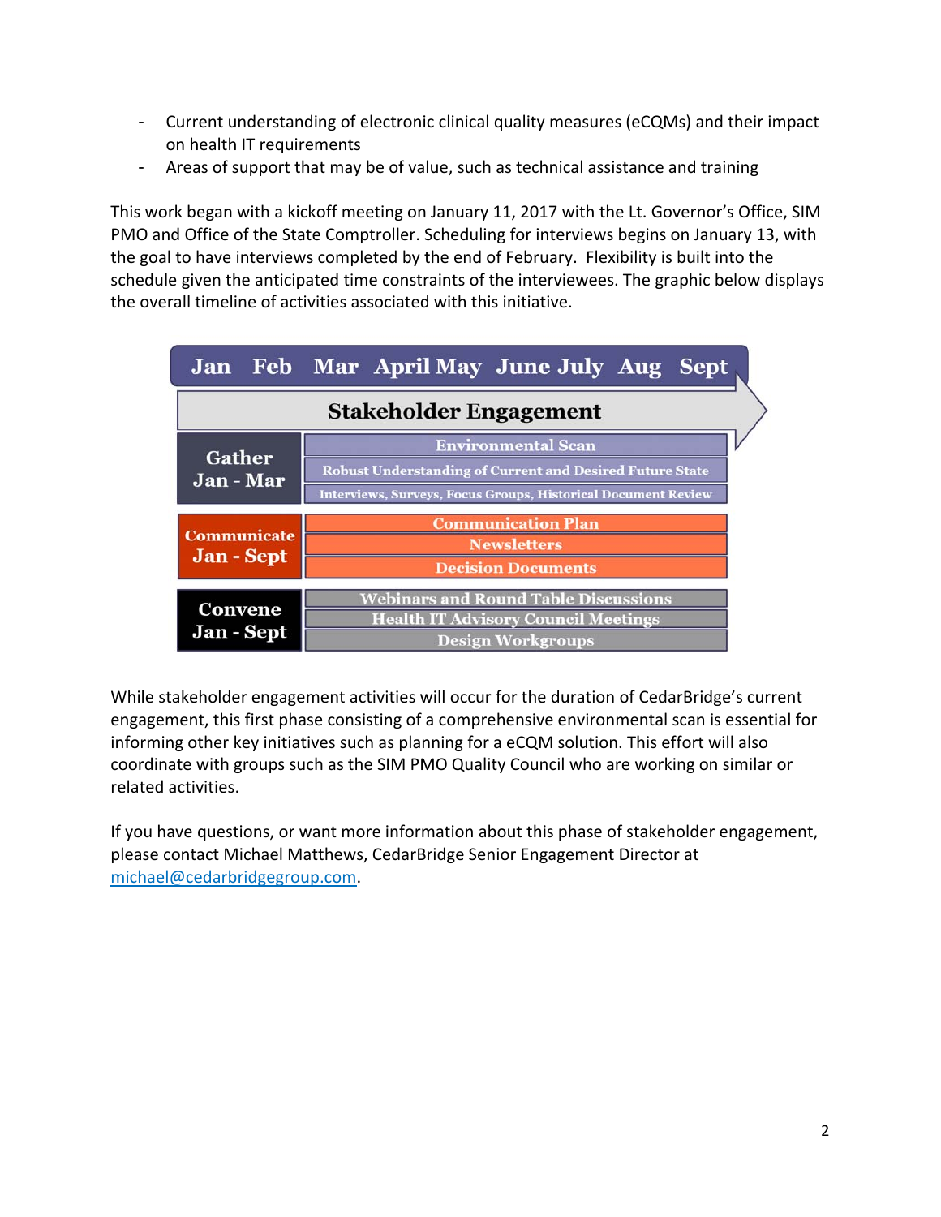- Current understanding of electronic clinical quality measures (eCQMs) and their impact on health IT requirements
- Areas of support that may be of value, such as technical assistance and training

This work began with a kickoff meeting on January 11, 2017 with the Lt. Governor's Office, SIM PMO and Office of the State Comptroller. Scheduling for interviews begins on January 13, with the goal to have interviews completed by the end of February. Flexibility is built into the schedule given the anticipated time constraints of the interviewees. The graphic below displays the overall timeline of activities associated with this initiative.

Jan Feb Mar April May June July Aug Sept

Stakeholder Engagement

Gather Jan - Mar

Environmental Scan

Robust Understanding of Current and Desired Future State

Interviews, Surveys, Focus Groups, Historical Document Review

Communicate Jan - Sept

Communication Plan

Newsletters

Decision Documents

Convene Jan - Sept

Webinars and Round Table Discussions

Health IT Advisory Council Meetings

Design Workgroups

While stakeholder engagement activities will occur for the duration of CedarBridge's current engagement, this first phase consisting of a comprehensive environmental scan is essential for informing other key initiatives such as planning for a eCQM solution. This effort will also coordinate with groups such as the SIM PMO Quality Council who are working on similar or related activities.

If you have questions, or want more information about this phase of stakeholder engagement, please contact Michael Matthews, CedarBridge Senior Engagement Director at michael@cedarbridgegroup.com.